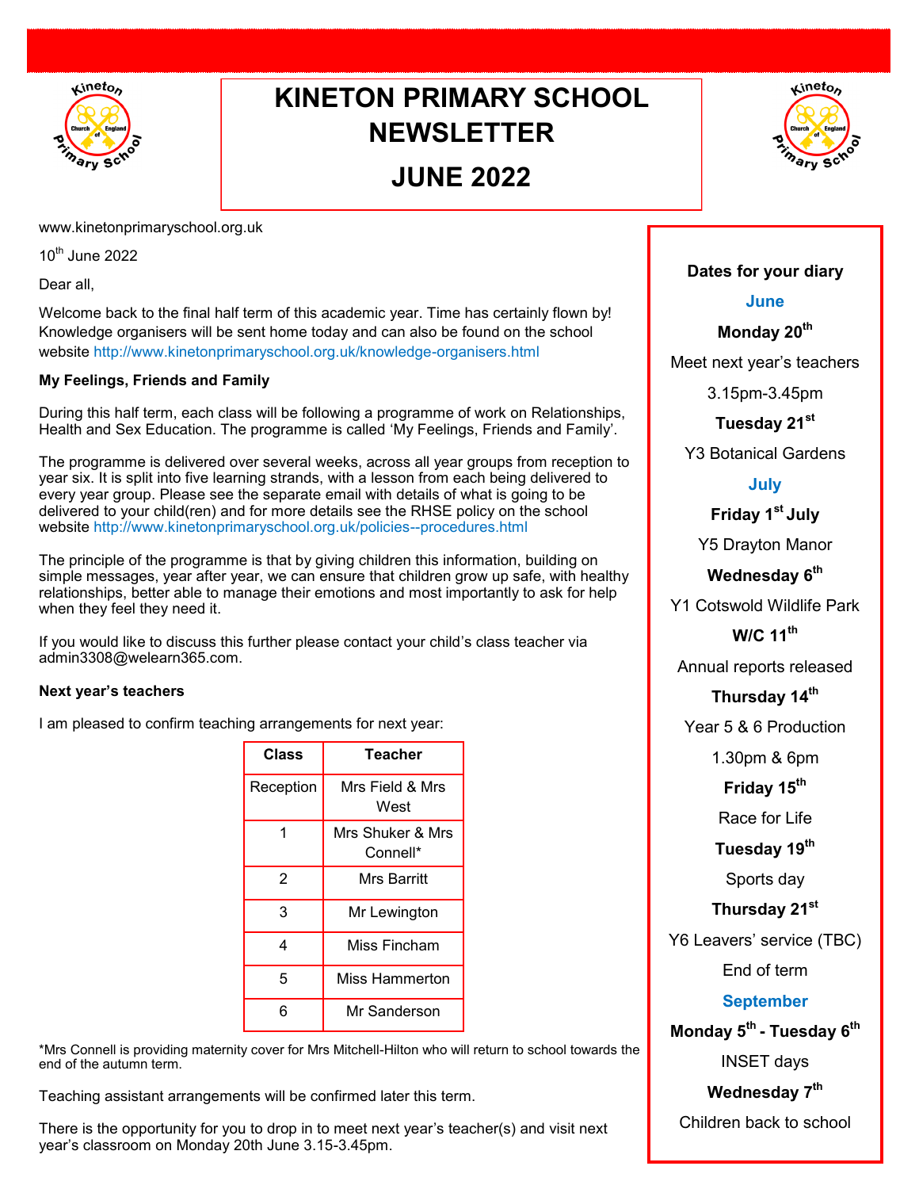# KINETON PRIMARY SCHOOL NEWSLETTER

# JUNE 2022

www.kinetonprimaryschool.org.uk

10th June 2022

Dear all,

Welcome back to the final half term of this academic year. Time has certainly flown by! Knowledge organisers will be sent home today and can also be found on the school website http://www.kinetonprimaryschool.org.uk/knowledge-organisers.html

**My Feelings, Friends and Family**

During this half term, each class will be following a programme of work on Relationships, Health and Sex Education. The programme is called 'My Feelings, Friends and Family'.

The programme is delivered over several weeks, across all year groups from reception to year six. It is split into five learning strands, with a lesson from each being delivered to every year group. Please see the separate email with details of what is going to be delivered to your child(ren) and for more details see the RHSE policy on the school website http://www.kinetonprimaryschool.org.uk/policies--procedures.html

The principle of the programme is that by giving children this information, building on simple messages, year after year, we can ensure that children grow up safe, with healthy relationships, better able to manage their emotions and most importantly to ask for help when they feel they need it.

If you would like to discuss this further please contact your child's class teacher via admin3308@welearn365.com.

**Next year's teachers**

I am pleased to confirm teaching arrangements for next year:

| Class | Teacher |
|---|---|
| Reception | Mrs Field & Mrs West |
| 1 | Mrs Shuker & Mrs Connell* |
| 2 | Mrs Barritt |
| 3 | Mr Lewington |
| 4 | Miss Fincham |
| 5 | Miss Hammerton |
| 6 | Mr Sanderson |

*Mrs Connell is providing maternity cover for Mrs Mitchell-Hilton who will return to school towards the end of the autumn term.

Teaching assistant arrangements will be confirmed later this term.

There is the opportunity for you to drop in to meet next year's teacher(s) and visit next year's classroom on Monday 20th June 3.15-3.45pm.

**Dates for your diary**

**June**

**Monday 20th**
Meet next year's teachers
3.15pm-3.45pm

**Tuesday 21st**
Y3 Botanical Gardens

**July**

**Friday 1st July**
Y5 Drayton Manor

**Wednesday 6th**
Y1 Cotswold Wildlife Park

**W/C 11th**
Annual reports released

**Thursday 14th**
Year 5 & 6 Production
1.30pm & 6pm

**Friday 15th**
Race for Life

**Tuesday 19th**
Sports day

**Thursday 21st**
Y6 Leavers' service (TBC)
End of term

**September**

**Monday 5th - Tuesday 6th**
INSET days

**Wednesday 7th**
Children back to school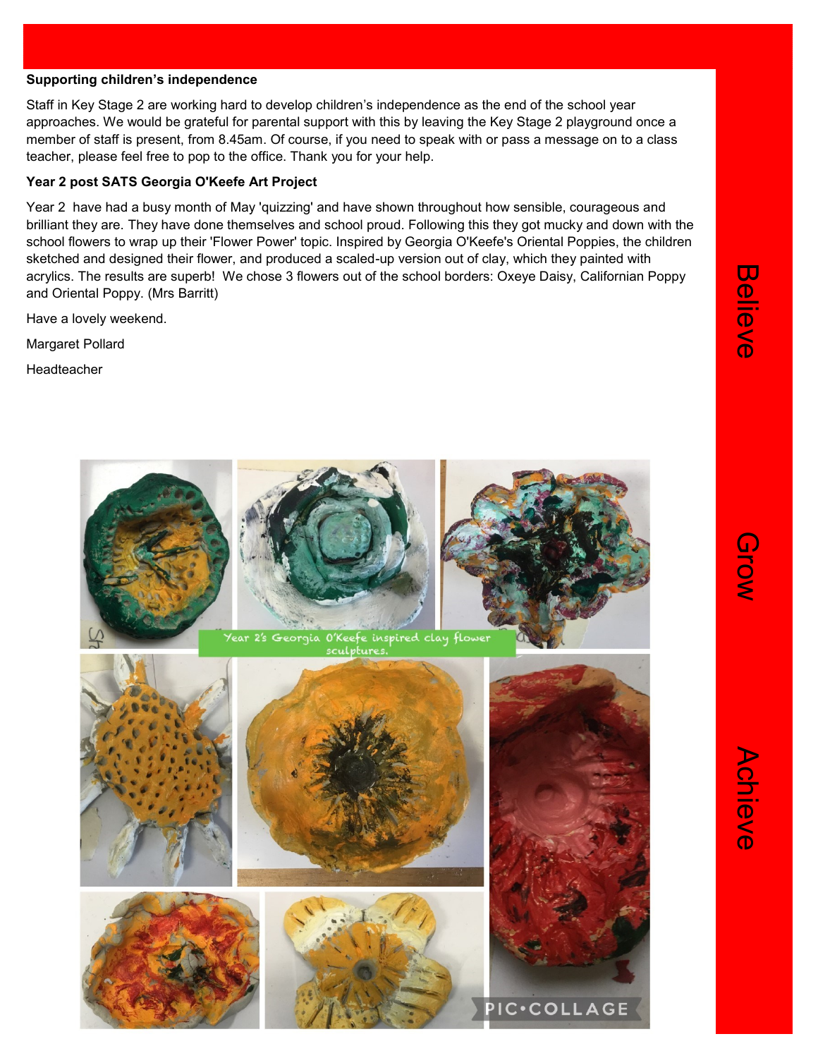**Supporting children's independence**

Staff in Key Stage 2 are working hard to develop children's independence as the end of the school year approaches. We would be grateful for parental support with this by leaving the Key Stage 2 playground once a member of staff is present, from 8.45am. Of course, if you need to speak with or pass a message on to a class teacher, please feel free to pop to the office. Thank you for your help.

**Year 2 post SATS Georgia O'Keefe Art Project**

Year 2 have had a busy month of May 'quizzing' and have shown throughout how sensible, courageous and brilliant they are. They have done themselves and school proud. Following this they got mucky and down with the school flowers to wrap up their 'Flower Power' topic. Inspired by Georgia O'Keefe's Oriental Poppies, the children sketched and designed their flower, and produced a scaled-up version out of clay, which they painted with acrylics. The results are superb! We chose 3 flowers out of the school borders: Oxeye Daisy, Californian Poppy and Oriental Poppy. (Mrs Barritt)

Have a lovely weekend.

Margaret Pollard

Headteacher

Year 2's Georgia O'Keefe inspired clay flower sculptures.

Believe Grow Achieve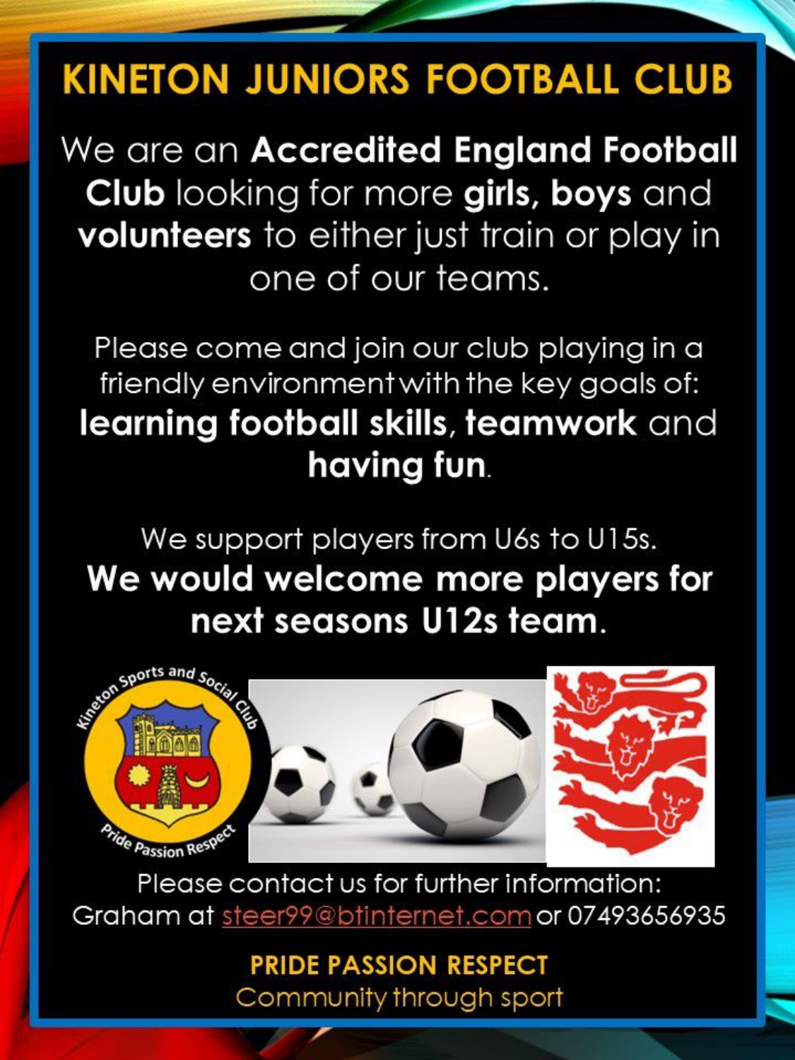# KINETON JUNIORS FOOTBALL CLUB

We are an **Accredited England Football Club** looking for more **girls, boys** and **volunteers** to either just train or play in one of our teams.

Please come and join our club playing in a friendly environment with the key goals of: **learning football skills**, **teamwork** and **having fun**.

We support players from U6s to U15s.
**We would welcome more players for next seasons U12s team.**

Please contact us for further information:
Graham at steer99@btinternet.com or 07493656935

**PRIDE PASSION RESPECT**
Community through sport